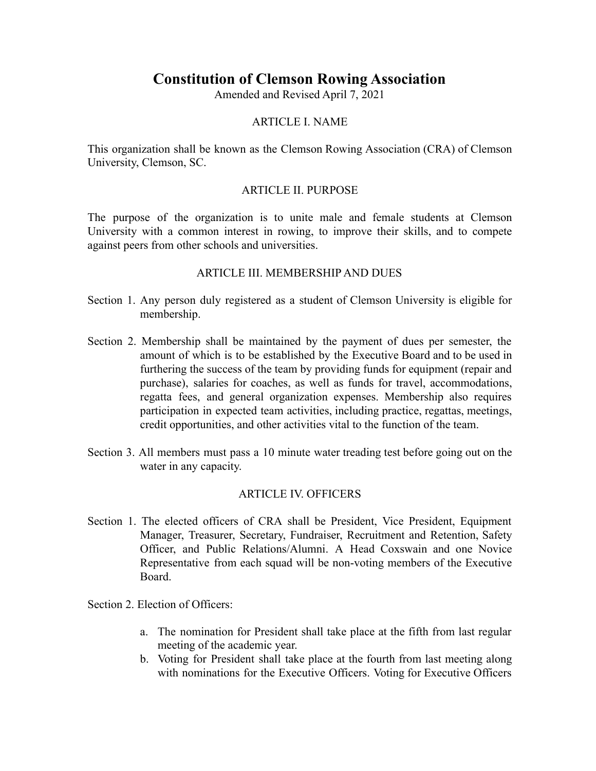# Constitution of Clemson Rowing Association

Amended and Revised April 7, 2021

## ARTICLE I. NAME

This organization shall be known as the Clemson Rowing Association (CRA) of Clemson University, Clemson, SC.

## ARTICLE II. PURPOSE

The purpose of the organization is to unite male and female students at Clemson University with a common interest in rowing, to improve their skills, and to compete against peers from other schools and universities.

## ARTICLE III. MEMBERSHIP AND DUES

Section 1. Any person duly registered as a student of Clemson University is eligible for membership.

Section 2. Membership shall be maintained by the payment of dues per semester, the amount of which is to be established by the Executive Board and to be used in furthering the success of the team by providing funds for equipment (repair and purchase), salaries for coaches, as well as funds for travel, accommodations, regatta fees, and general organization expenses. Membership also requires participation in expected team activities, including practice, regattas, meetings, credit opportunities, and other activities vital to the function of the team.

Section 3. All members must pass a 10 minute water treading test before going out on the water in any capacity.

## ARTICLE IV. OFFICERS

Section 1. The elected officers of CRA shall be President, Vice President, Equipment Manager, Treasurer, Secretary, Fundraiser, Recruitment and Retention, Safety Officer, and Public Relations/Alumni. A Head Coxswain and one Novice Representative from each squad will be non-voting members of the Executive Board.

Section 2. Election of Officers:

a. The nomination for President shall take place at the fifth from last regular meeting of the academic year.
b. Voting for President shall take place at the fourth from last meeting along with nominations for the Executive Officers. Voting for Executive Officers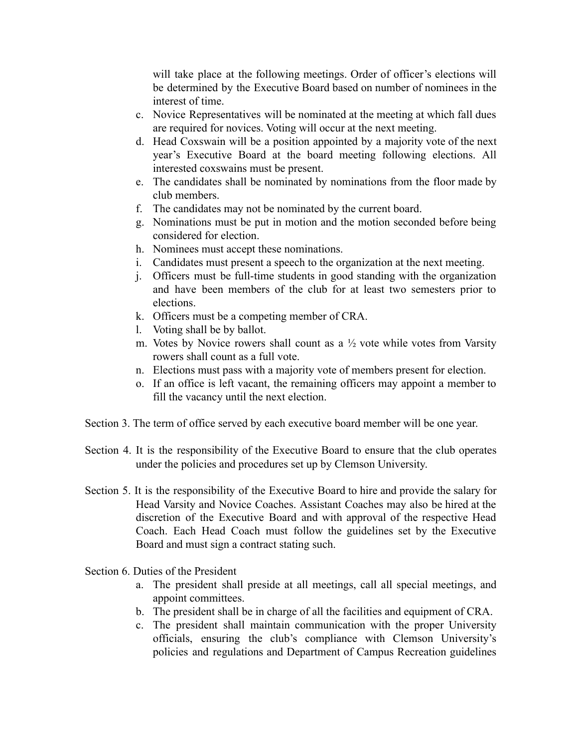will take place at the following meetings. Order of officer's elections will be determined by the Executive Board based on number of nominees in the interest of time.

c. Novice Representatives will be nominated at the meeting at which fall dues are required for novices. Voting will occur at the next meeting.
d. Head Coxswain will be a position appointed by a majority vote of the next year's Executive Board at the board meeting following elections. All interested coxswains must be present.
e. The candidates shall be nominated by nominations from the floor made by club members.
f. The candidates may not be nominated by the current board.
g. Nominations must be put in motion and the motion seconded before being considered for election.
h. Nominees must accept these nominations.
i. Candidates must present a speech to the organization at the next meeting.
j. Officers must be full-time students in good standing with the organization and have been members of the club for at least two semesters prior to elections.
k. Officers must be a competing member of CRA.
l. Voting shall be by ballot.
m. Votes by Novice rowers shall count as a ½ vote while votes from Varsity rowers shall count as a full vote.
n. Elections must pass with a majority vote of members present for election.
o. If an office is left vacant, the remaining officers may appoint a member to fill the vacancy until the next election.

Section 3. The term of office served by each executive board member will be one year.

Section 4. It is the responsibility of the Executive Board to ensure that the club operates under the policies and procedures set up by Clemson University.

Section 5. It is the responsibility of the Executive Board to hire and provide the salary for Head Varsity and Novice Coaches. Assistant Coaches may also be hired at the discretion of the Executive Board and with approval of the respective Head Coach. Each Head Coach must follow the guidelines set by the Executive Board and must sign a contract stating such.

Section 6. Duties of the President

a. The president shall preside at all meetings, call all special meetings, and appoint committees.
b. The president shall be in charge of all the facilities and equipment of CRA.
c. The president shall maintain communication with the proper University officials, ensuring the club's compliance with Clemson University's policies and regulations and Department of Campus Recreation guidelines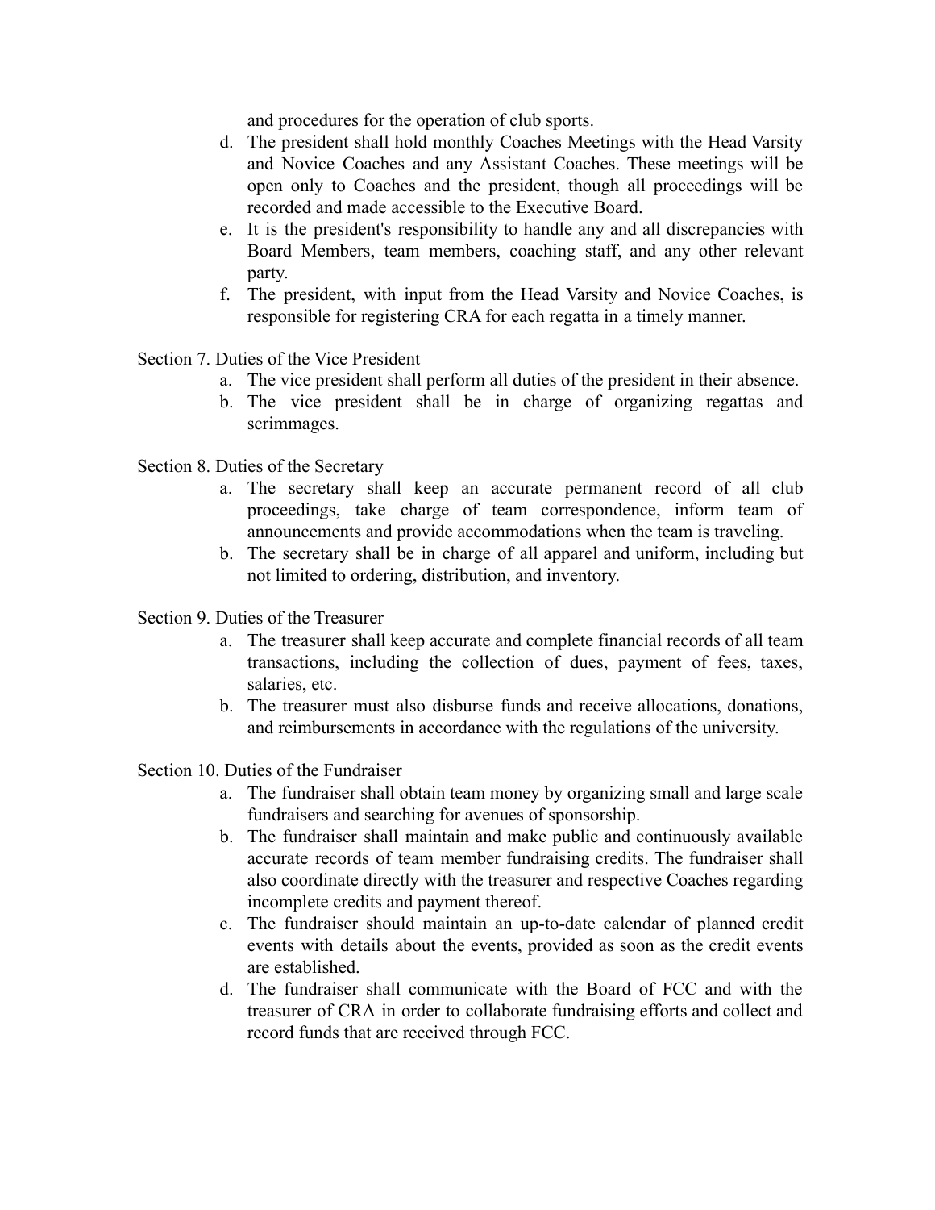and procedures for the operation of club sports.

d. The president shall hold monthly Coaches Meetings with the Head Varsity and Novice Coaches and any Assistant Coaches. These meetings will be open only to Coaches and the president, though all proceedings will be recorded and made accessible to the Executive Board.
e. It is the president's responsibility to handle any and all discrepancies with Board Members, team members, coaching staff, and any other relevant party.
f. The president, with input from the Head Varsity and Novice Coaches, is responsible for registering CRA for each regatta in a timely manner.

Section 7. Duties of the Vice President

a. The vice president shall perform all duties of the president in their absence.
b. The vice president shall be in charge of organizing regattas and scrimmages.

Section 8. Duties of the Secretary

a. The secretary shall keep an accurate permanent record of all club proceedings, take charge of team correspondence, inform team of announcements and provide accommodations when the team is traveling.
b. The secretary shall be in charge of all apparel and uniform, including but not limited to ordering, distribution, and inventory.

Section 9. Duties of the Treasurer

a. The treasurer shall keep accurate and complete financial records of all team transactions, including the collection of dues, payment of fees, taxes, salaries, etc.
b. The treasurer must also disburse funds and receive allocations, donations, and reimbursements in accordance with the regulations of the university.

Section 10. Duties of the Fundraiser

a. The fundraiser shall obtain team money by organizing small and large scale fundraisers and searching for avenues of sponsorship.
b. The fundraiser shall maintain and make public and continuously available accurate records of team member fundraising credits. The fundraiser shall also coordinate directly with the treasurer and respective Coaches regarding incomplete credits and payment thereof.
c. The fundraiser should maintain an up-to-date calendar of planned credit events with details about the events, provided as soon as the credit events are established.
d. The fundraiser shall communicate with the Board of FCC and with the treasurer of CRA in order to collaborate fundraising efforts and collect and record funds that are received through FCC.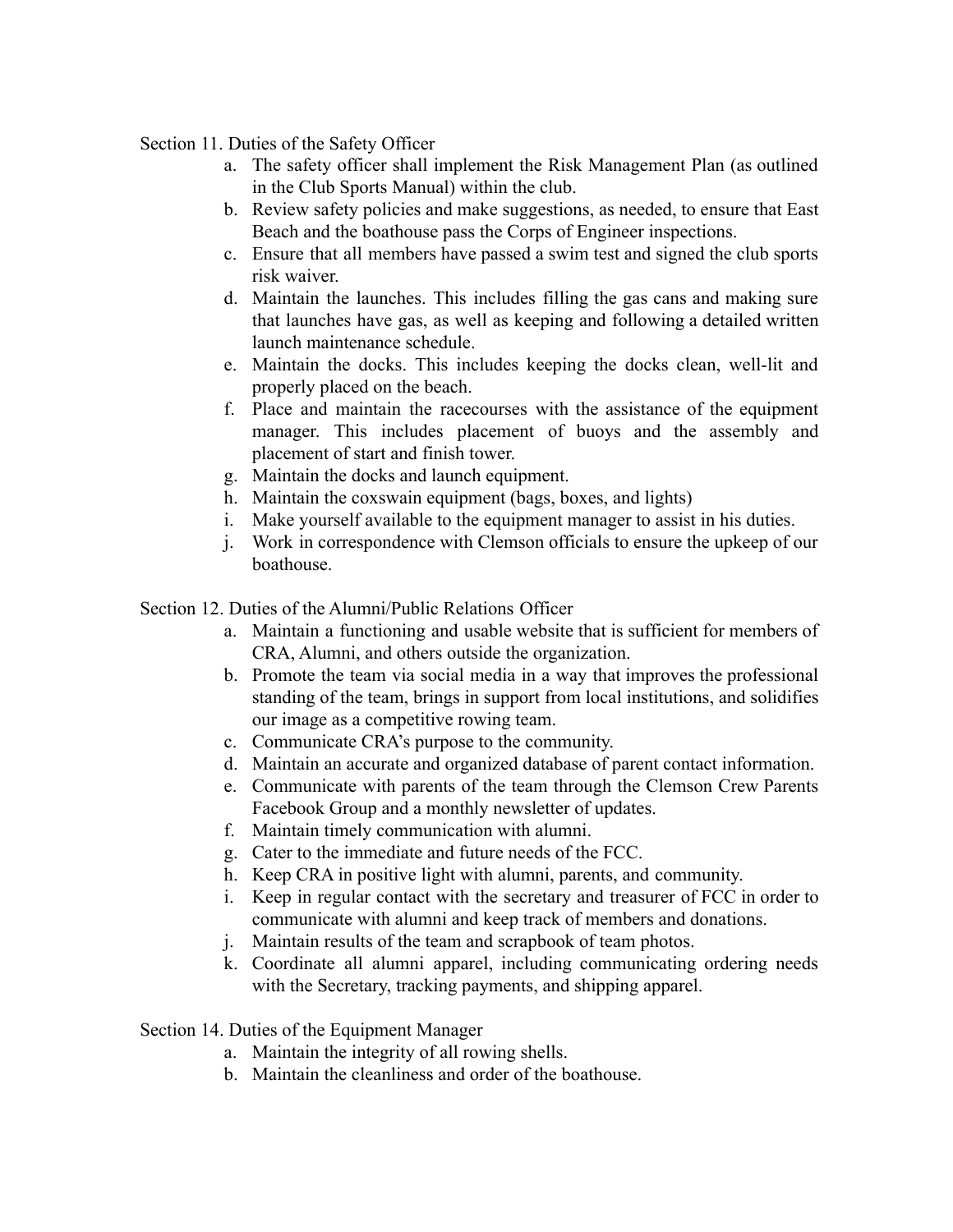Section 11. Duties of the Safety Officer

a. The safety officer shall implement the Risk Management Plan (as outlined in the Club Sports Manual) within the club.
b. Review safety policies and make suggestions, as needed, to ensure that East Beach and the boathouse pass the Corps of Engineer inspections.
c. Ensure that all members have passed a swim test and signed the club sports risk waiver.
d. Maintain the launches. This includes filling the gas cans and making sure that launches have gas, as well as keeping and following a detailed written launch maintenance schedule.
e. Maintain the docks. This includes keeping the docks clean, well-lit and properly placed on the beach.
f. Place and maintain the racecourses with the assistance of the equipment manager. This includes placement of buoys and the assembly and placement of start and finish tower.
g. Maintain the docks and launch equipment.
h. Maintain the coxswain equipment (bags, boxes, and lights)
i. Make yourself available to the equipment manager to assist in his duties.
j. Work in correspondence with Clemson officials to ensure the upkeep of our boathouse.

Section 12. Duties of the Alumni/Public Relations Officer

a. Maintain a functioning and usable website that is sufficient for members of CRA, Alumni, and others outside the organization.
b. Promote the team via social media in a way that improves the professional standing of the team, brings in support from local institutions, and solidifies our image as a competitive rowing team.
c. Communicate CRA's purpose to the community.
d. Maintain an accurate and organized database of parent contact information.
e. Communicate with parents of the team through the Clemson Crew Parents Facebook Group and a monthly newsletter of updates.
f. Maintain timely communication with alumni.
g. Cater to the immediate and future needs of the FCC.
h. Keep CRA in positive light with alumni, parents, and community.
i. Keep in regular contact with the secretary and treasurer of FCC in order to communicate with alumni and keep track of members and donations.
j. Maintain results of the team and scrapbook of team photos.
k. Coordinate all alumni apparel, including communicating ordering needs with the Secretary, tracking payments, and shipping apparel.

Section 14. Duties of the Equipment Manager

a. Maintain the integrity of all rowing shells.
b. Maintain the cleanliness and order of the boathouse.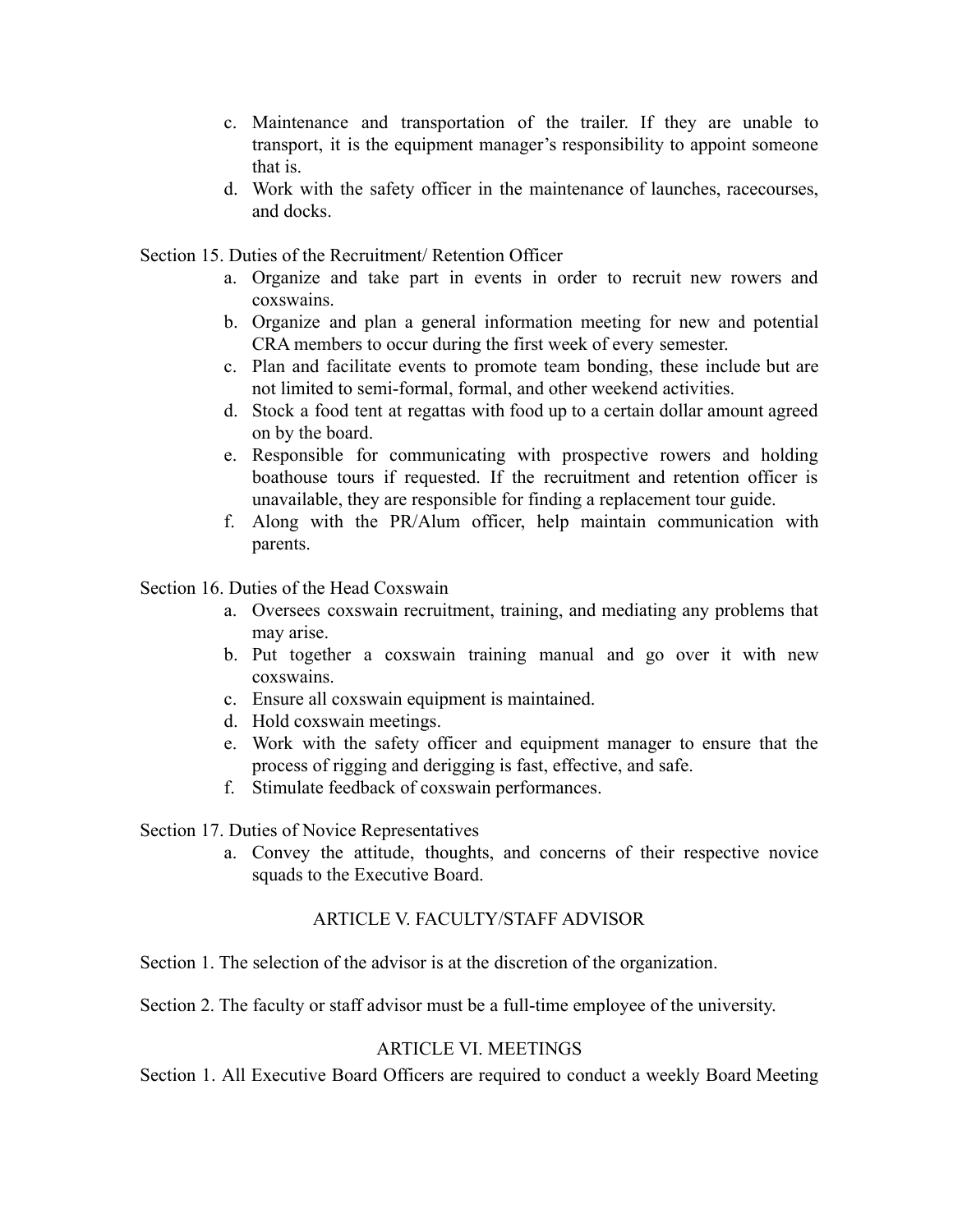c. Maintenance and transportation of the trailer. If they are unable to transport, it is the equipment manager's responsibility to appoint someone that is.
d. Work with the safety officer in the maintenance of launches, racecourses, and docks.

Section 15. Duties of the Recruitment/ Retention Officer

a. Organize and take part in events in order to recruit new rowers and coxswains.
b. Organize and plan a general information meeting for new and potential CRA members to occur during the first week of every semester.
c. Plan and facilitate events to promote team bonding, these include but are not limited to semi-formal, formal, and other weekend activities.
d. Stock a food tent at regattas with food up to a certain dollar amount agreed on by the board.
e. Responsible for communicating with prospective rowers and holding boathouse tours if requested. If the recruitment and retention officer is unavailable, they are responsible for finding a replacement tour guide.
f. Along with the PR/Alum officer, help maintain communication with parents.

Section 16. Duties of the Head Coxswain

a. Oversees coxswain recruitment, training, and mediating any problems that may arise.
b. Put together a coxswain training manual and go over it with new coxswains.
c. Ensure all coxswain equipment is maintained.
d. Hold coxswain meetings.
e. Work with the safety officer and equipment manager to ensure that the process of rigging and derigging is fast, effective, and safe.
f. Stimulate feedback of coxswain performances.

Section 17. Duties of Novice Representatives

a. Convey the attitude, thoughts, and concerns of their respective novice squads to the Executive Board.

## ARTICLE V. FACULTY/STAFF ADVISOR

Section 1. The selection of the advisor is at the discretion of the organization.

Section 2. The faculty or staff advisor must be a full-time employee of the university.

## ARTICLE VI. MEETINGS

Section 1. All Executive Board Officers are required to conduct a weekly Board Meeting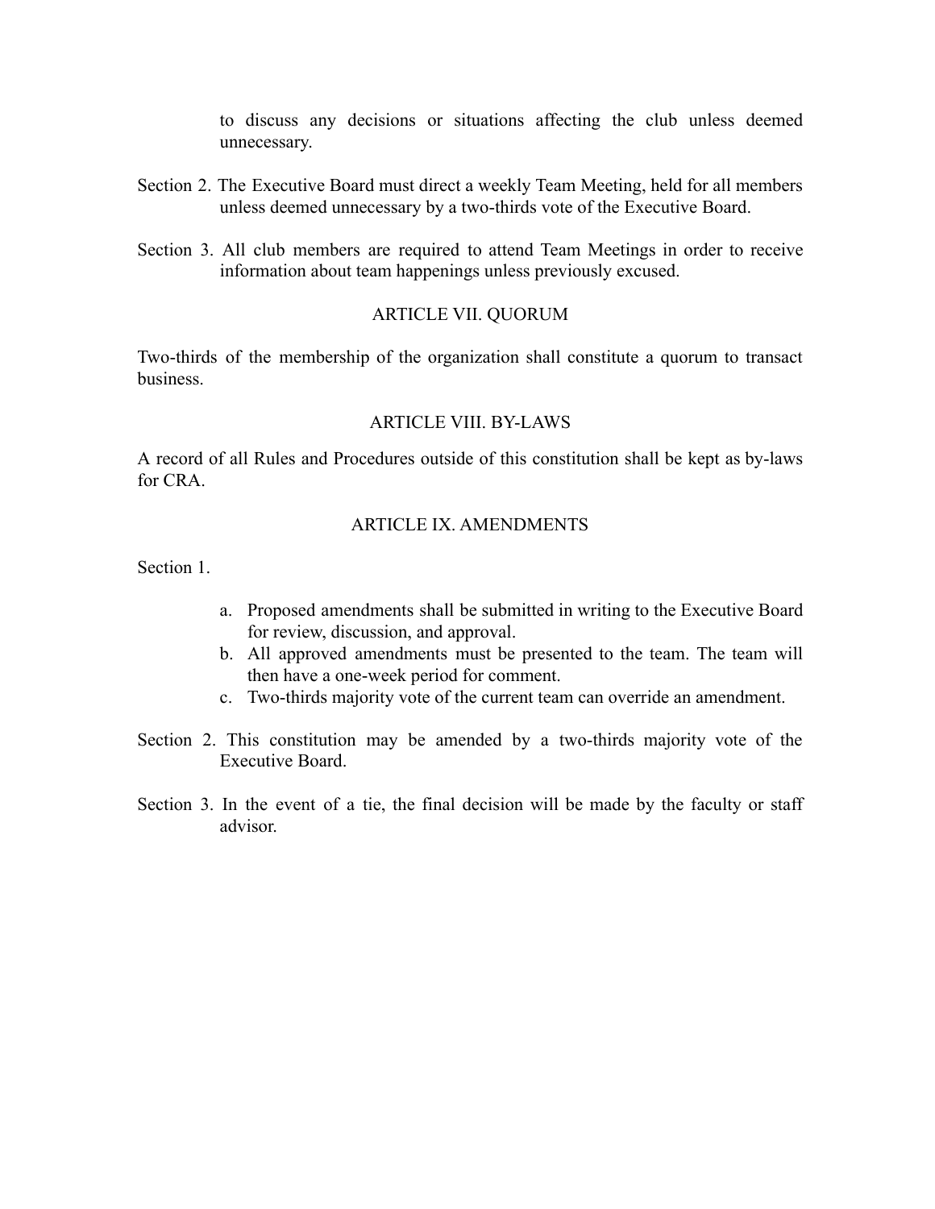to discuss any decisions or situations affecting the club unless deemed unnecessary.

Section 2. The Executive Board must direct a weekly Team Meeting, held for all members unless deemed unnecessary by a two-thirds vote of the Executive Board.

Section 3. All club members are required to attend Team Meetings in order to receive information about team happenings unless previously excused.

## ARTICLE VII. QUORUM

Two-thirds of the membership of the organization shall constitute a quorum to transact business.

## ARTICLE VIII. BY-LAWS

A record of all Rules and Procedures outside of this constitution shall be kept as by-laws for CRA.

## ARTICLE IX. AMENDMENTS

Section 1.

a. Proposed amendments shall be submitted in writing to the Executive Board for review, discussion, and approval.
b. All approved amendments must be presented to the team. The team will then have a one-week period for comment.
c. Two-thirds majority vote of the current team can override an amendment.

Section 2. This constitution may be amended by a two-thirds majority vote of the Executive Board.

Section 3. In the event of a tie, the final decision will be made by the faculty or staff advisor.